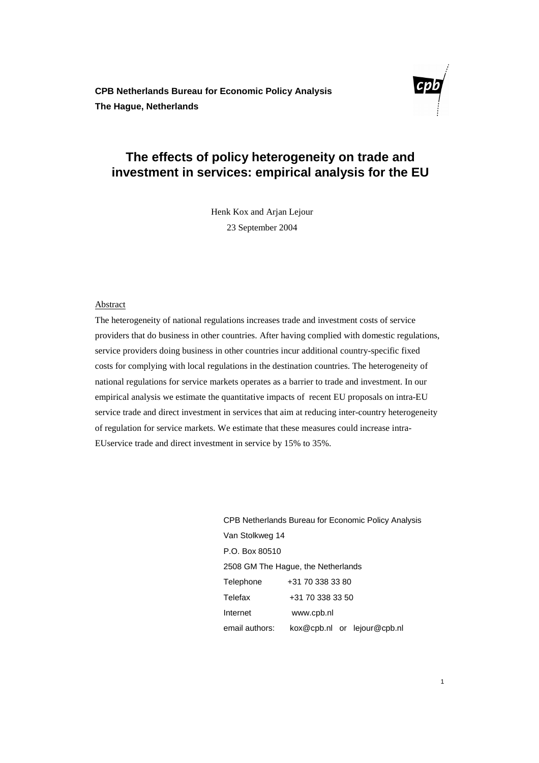**CPB Netherlands Bureau for Economic Policy Analysis**
**The Hague, Netherlands**

# The effects of policy heterogeneity on trade and investment in services: empirical analysis for the EU

Henk Kox and Arjan Lejour

23 September 2004

Abstract

The heterogeneity of national regulations increases trade and investment costs of service providers that do business in other countries. After having complied with domestic regulations, service providers doing business in other countries incur additional country-specific fixed costs for complying with local regulations in the destination countries. The heterogeneity of national regulations for service markets operates as a barrier to trade and investment. In our empirical analysis we estimate the quantitative impacts of recent EU proposals on intra-EU service trade and direct investment in services that aim at reducing inter-country heterogeneity of regulation for service markets. We estimate that these measures could increase intra-EUservice trade and direct investment in service by 15% to 35%.

CPB Netherlands Bureau for Economic Policy Analysis
Van Stolkweg 14
P.O. Box 80510
2508 GM The Hague, the Netherlands
Telephone +31 70 338 33 80
Telefax +31 70 338 33 50
Internet www.cpb.nl
email authors: kox@cpb.nl or lejour@cpb.nl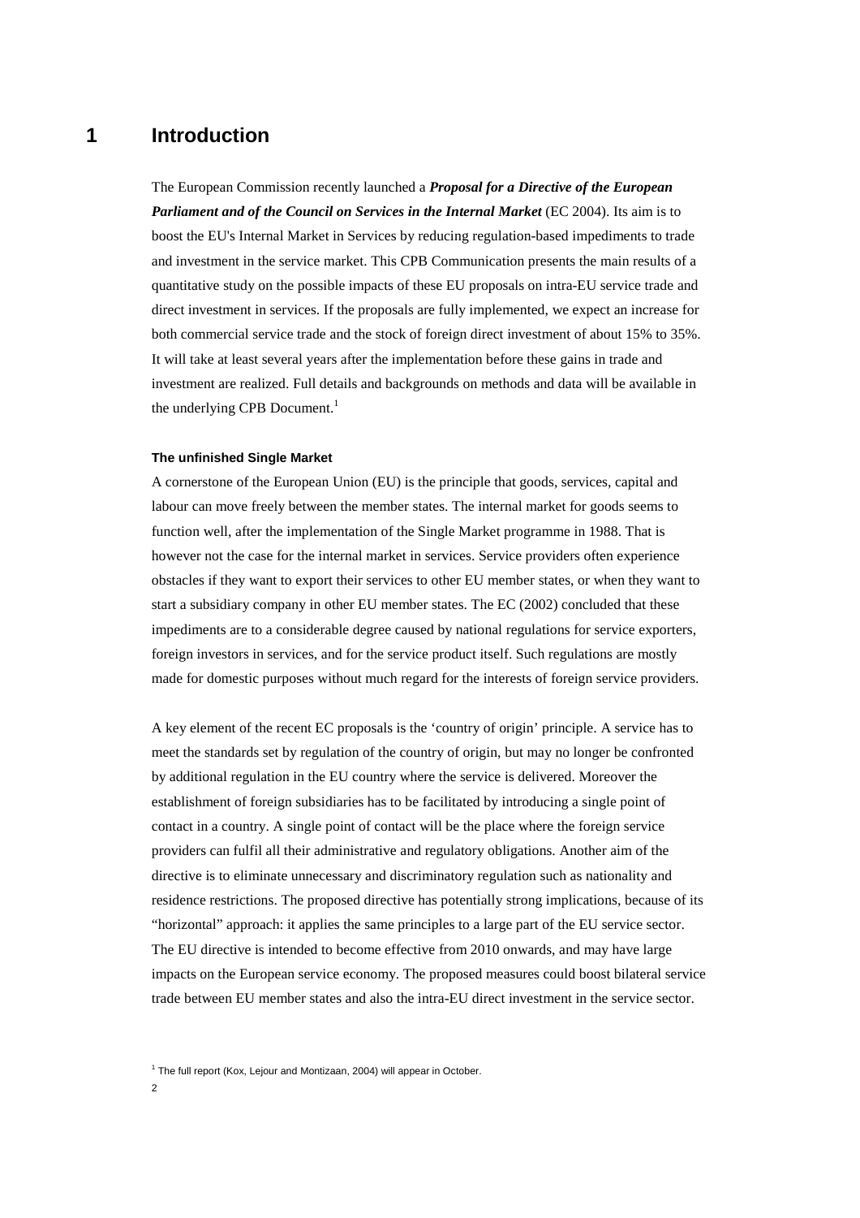# 1 Introduction

The European Commission recently launched a ***Proposal for a Directive of the European Parliament and of the Council on Services in the Internal Market*** (EC 2004). Its aim is to boost the EU's Internal Market in Services by reducing regulation-based impediments to trade and investment in the service market. This CPB Communication presents the main results of a quantitative study on the possible impacts of these EU proposals on intra-EU service trade and direct investment in services. If the proposals are fully implemented, we expect an increase for both commercial service trade and the stock of foreign direct investment of about 15% to 35%. It will take at least several years after the implementation before these gains in trade and investment are realized. Full details and backgrounds on methods and data will be available in the underlying CPB Document.[1]

#### The unfinished Single Market

A cornerstone of the European Union (EU) is the principle that goods, services, capital and labour can move freely between the member states. The internal market for goods seems to function well, after the implementation of the Single Market programme in 1988. That is however not the case for the internal market in services. Service providers often experience obstacles if they want to export their services to other EU member states, or when they want to start a subsidiary company in other EU member states. The EC (2002) concluded that these impediments are to a considerable degree caused by national regulations for service exporters, foreign investors in services, and for the service product itself. Such regulations are mostly made for domestic purposes without much regard for the interests of foreign service providers.

A key element of the recent EC proposals is the 'country of origin' principle. A service has to meet the standards set by regulation of the country of origin, but may no longer be confronted by additional regulation in the EU country where the service is delivered. Moreover the establishment of foreign subsidiaries has to be facilitated by introducing a single point of contact in a country. A single point of contact will be the place where the foreign service providers can fulfil all their administrative and regulatory obligations. Another aim of the directive is to eliminate unnecessary and discriminatory regulation such as nationality and residence restrictions. The proposed directive has potentially strong implications, because of its "horizontal" approach: it applies the same principles to a large part of the EU service sector. The EU directive is intended to become effective from 2010 onwards, and may have large impacts on the European service economy. The proposed measures could boost bilateral service trade between EU member states and also the intra-EU direct investment in the service sector.

[1] The full report (Kox, Lejour and Montizaan, 2004) will appear in October.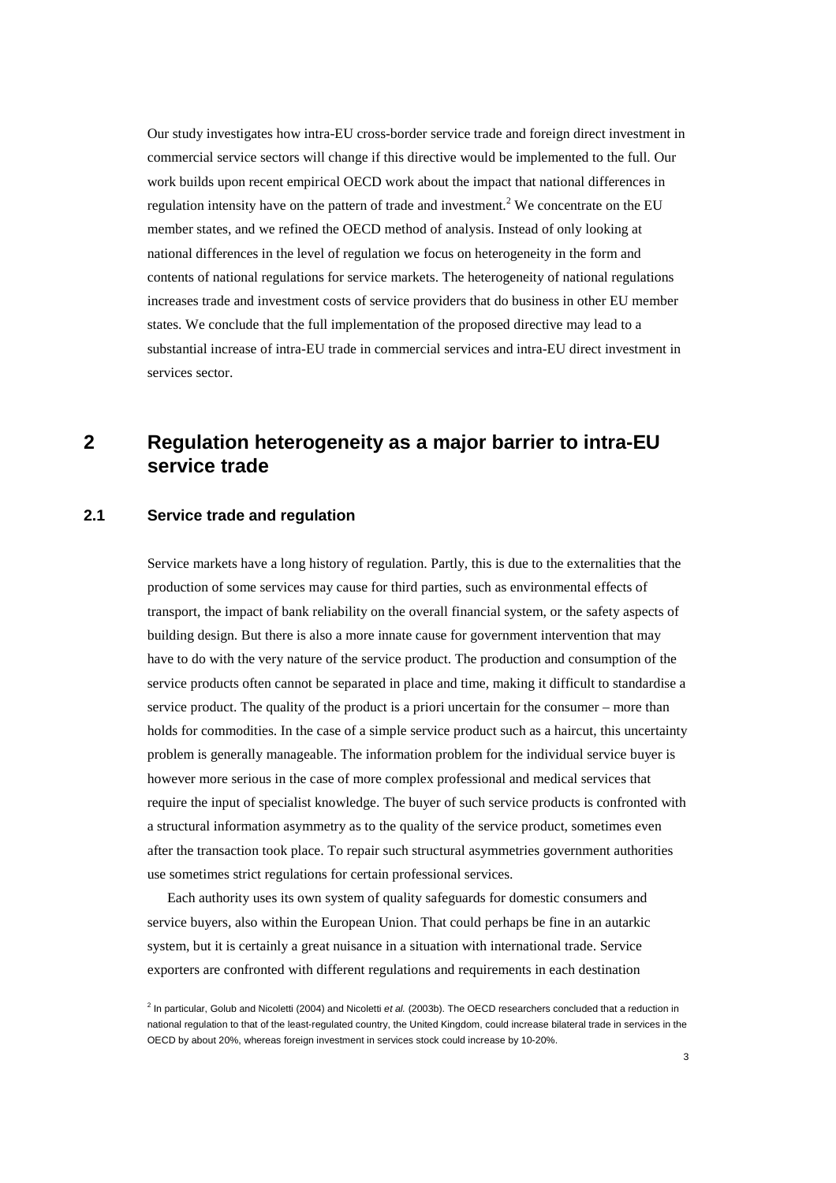Our study investigates how intra-EU cross-border service trade and foreign direct investment in commercial service sectors will change if this directive would be implemented to the full. Our work builds upon recent empirical OECD work about the impact that national differences in regulation intensity have on the pattern of trade and investment.[2] We concentrate on the EU member states, and we refined the OECD method of analysis. Instead of only looking at national differences in the level of regulation we focus on heterogeneity in the form and contents of national regulations for service markets. The heterogeneity of national regulations increases trade and investment costs of service providers that do business in other EU member states. We conclude that the full implementation of the proposed directive may lead to a substantial increase of intra-EU trade in commercial services and intra-EU direct investment in services sector.

# 2 Regulation heterogeneity as a major barrier to intra-EU service trade

## 2.1 Service trade and regulation

Service markets have a long history of regulation. Partly, this is due to the externalities that the production of some services may cause for third parties, such as environmental effects of transport, the impact of bank reliability on the overall financial system, or the safety aspects of building design. But there is also a more innate cause for government intervention that may have to do with the very nature of the service product. The production and consumption of the service products often cannot be separated in place and time, making it difficult to standardise a service product. The quality of the product is a priori uncertain for the consumer – more than holds for commodities. In the case of a simple service product such as a haircut, this uncertainty problem is generally manageable. The information problem for the individual service buyer is however more serious in the case of more complex professional and medical services that require the input of specialist knowledge. The buyer of such service products is confronted with a structural information asymmetry as to the quality of the service product, sometimes even after the transaction took place. To repair such structural asymmetries government authorities use sometimes strict regulations for certain professional services.

Each authority uses its own system of quality safeguards for domestic consumers and service buyers, also within the European Union. That could perhaps be fine in an autarkic system, but it is certainly a great nuisance in a situation with international trade. Service exporters are confronted with different regulations and requirements in each destination

[2] In particular, Golub and Nicoletti (2004) and Nicoletti *et al.* (2003b). The OECD researchers concluded that a reduction in national regulation to that of the least-regulated country, the United Kingdom, could increase bilateral trade in services in the OECD by about 20%, whereas foreign investment in services stock could increase by 10-20%.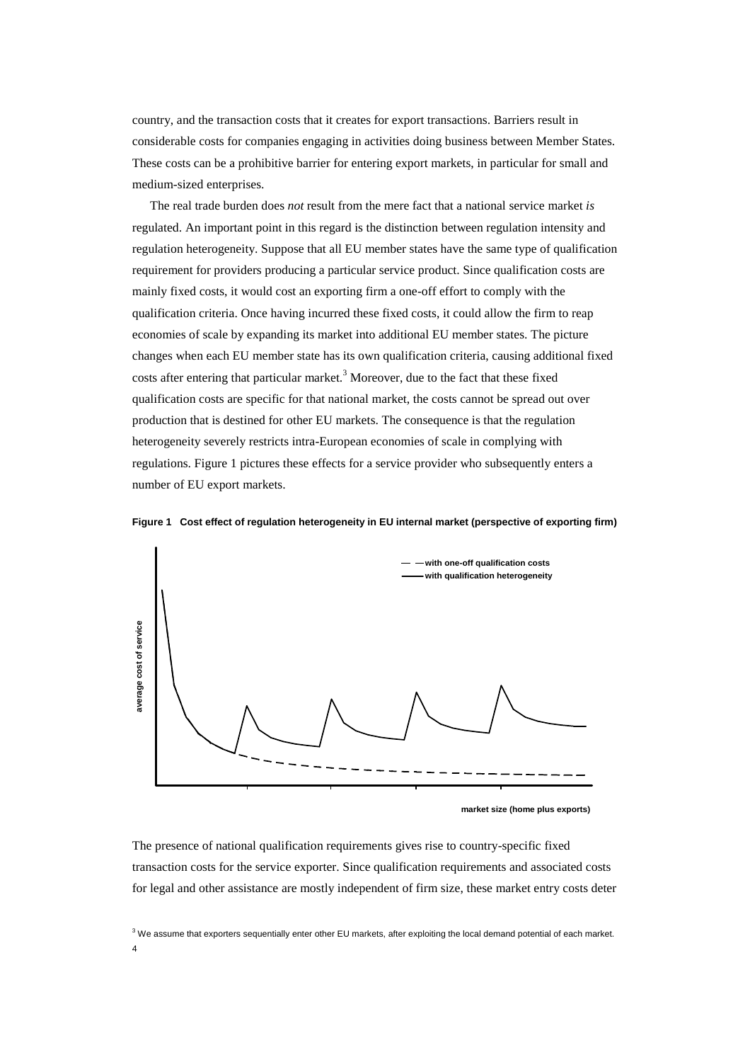country, and the transaction costs that it creates for export transactions. Barriers result in considerable costs for companies engaging in activities doing business between Member States. These costs can be a prohibitive barrier for entering export markets, in particular for small and medium-sized enterprises.

The real trade burden does *not* result from the mere fact that a national service market *is* regulated. An important point in this regard is the distinction between regulation intensity and regulation heterogeneity. Suppose that all EU member states have the same type of qualification requirement for providers producing a particular service product. Since qualification costs are mainly fixed costs, it would cost an exporting firm a one-off effort to comply with the qualification criteria. Once having incurred these fixed costs, it could allow the firm to reap economies of scale by expanding its market into additional EU member states. The picture changes when each EU member state has its own qualification criteria, causing additional fixed costs after entering that particular market.[3] Moreover, due to the fact that these fixed qualification costs are specific for that national market, the costs cannot be spread out over production that is destined for other EU markets. The consequence is that the regulation heterogeneity severely restricts intra-European economies of scale in complying with regulations. Figure 1 pictures these effects for a service provider who subsequently enters a number of EU export markets.

**Figure 1 Cost effect of regulation heterogeneity in EU internal market (perspective of exporting firm)**

The presence of national qualification requirements gives rise to country-specific fixed transaction costs for the service exporter. Since qualification requirements and associated costs for legal and other assistance are mostly independent of firm size, these market entry costs deter

[3] We assume that exporters sequentially enter other EU markets, after exploiting the local demand potential of each market.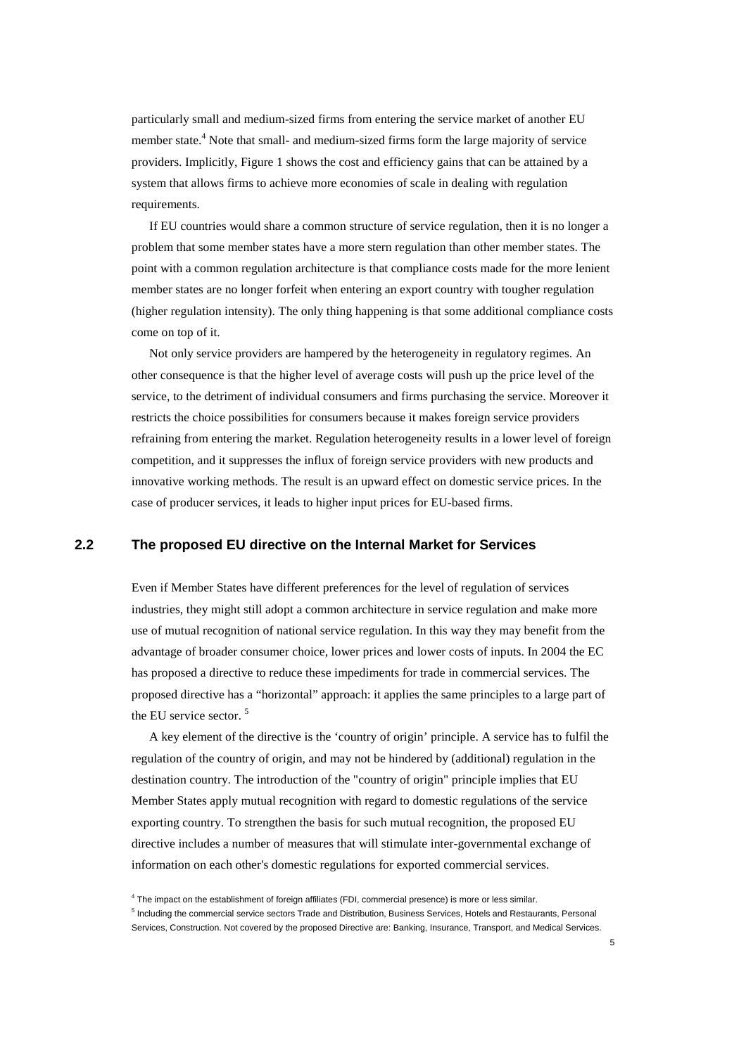particularly small and medium-sized firms from entering the service market of another EU member state.[4] Note that small- and medium-sized firms form the large majority of service providers. Implicitly, Figure 1 shows the cost and efficiency gains that can be attained by a system that allows firms to achieve more economies of scale in dealing with regulation requirements.

If EU countries would share a common structure of service regulation, then it is no longer a problem that some member states have a more stern regulation than other member states. The point with a common regulation architecture is that compliance costs made for the more lenient member states are no longer forfeit when entering an export country with tougher regulation (higher regulation intensity). The only thing happening is that some additional compliance costs come on top of it.

Not only service providers are hampered by the heterogeneity in regulatory regimes. An other consequence is that the higher level of average costs will push up the price level of the service, to the detriment of individual consumers and firms purchasing the service. Moreover it restricts the choice possibilities for consumers because it makes foreign service providers refraining from entering the market. Regulation heterogeneity results in a lower level of foreign competition, and it suppresses the influx of foreign service providers with new products and innovative working methods. The result is an upward effect on domestic service prices. In the case of producer services, it leads to higher input prices for EU-based firms.

## 2.2 The proposed EU directive on the Internal Market for Services

Even if Member States have different preferences for the level of regulation of services industries, they might still adopt a common architecture in service regulation and make more use of mutual recognition of national service regulation. In this way they may benefit from the advantage of broader consumer choice, lower prices and lower costs of inputs. In 2004 the EC has proposed a directive to reduce these impediments for trade in commercial services. The proposed directive has a "horizontal" approach: it applies the same principles to a large part of the EU service sector. [5]

A key element of the directive is the 'country of origin' principle. A service has to fulfil the regulation of the country of origin, and may not be hindered by (additional) regulation in the destination country. The introduction of the "country of origin" principle implies that EU Member States apply mutual recognition with regard to domestic regulations of the service exporting country. To strengthen the basis for such mutual recognition, the proposed EU directive includes a number of measures that will stimulate inter-governmental exchange of information on each other's domestic regulations for exported commercial services.

[4] The impact on the establishment of foreign affiliates (FDI, commercial presence) is more or less similar.

[5] Including the commercial service sectors Trade and Distribution, Business Services, Hotels and Restaurants, Personal Services, Construction. Not covered by the proposed Directive are: Banking, Insurance, Transport, and Medical Services.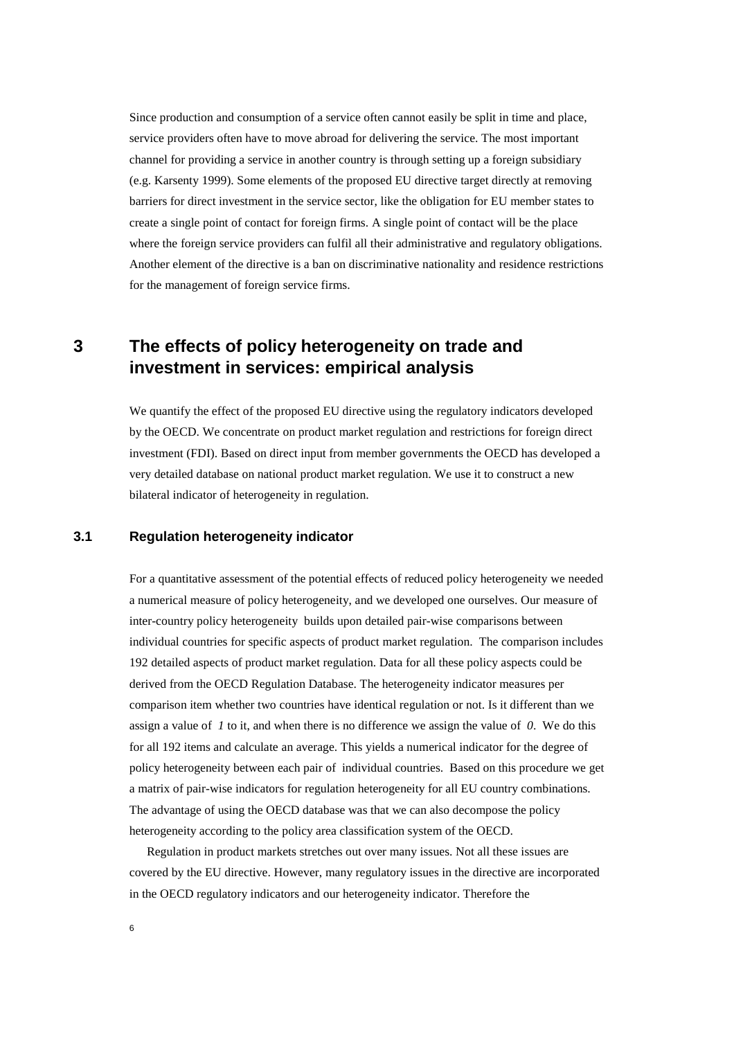Since production and consumption of a service often cannot easily be split in time and place, service providers often have to move abroad for delivering the service. The most important channel for providing a service in another country is through setting up a foreign subsidiary (e.g. Karsenty 1999). Some elements of the proposed EU directive target directly at removing barriers for direct investment in the service sector, like the obligation for EU member states to create a single point of contact for foreign firms. A single point of contact will be the place where the foreign service providers can fulfil all their administrative and regulatory obligations. Another element of the directive is a ban on discriminative nationality and residence restrictions for the management of foreign service firms.

# 3 The effects of policy heterogeneity on trade and investment in services: empirical analysis

We quantify the effect of the proposed EU directive using the regulatory indicators developed by the OECD. We concentrate on product market regulation and restrictions for foreign direct investment (FDI). Based on direct input from member governments the OECD has developed a very detailed database on national product market regulation. We use it to construct a new bilateral indicator of heterogeneity in regulation.

## 3.1 Regulation heterogeneity indicator

For a quantitative assessment of the potential effects of reduced policy heterogeneity we needed a numerical measure of policy heterogeneity, and we developed one ourselves. Our measure of inter-country policy heterogeneity builds upon detailed pair-wise comparisons between individual countries for specific aspects of product market regulation. The comparison includes 192 detailed aspects of product market regulation. Data for all these policy aspects could be derived from the OECD Regulation Database. The heterogeneity indicator measures per comparison item whether two countries have identical regulation or not. Is it different than we assign a value of *1* to it, and when there is no difference we assign the value of *0*. We do this for all 192 items and calculate an average. This yields a numerical indicator for the degree of policy heterogeneity between each pair of individual countries. Based on this procedure we get a matrix of pair-wise indicators for regulation heterogeneity for all EU country combinations. The advantage of using the OECD database was that we can also decompose the policy heterogeneity according to the policy area classification system of the OECD.

Regulation in product markets stretches out over many issues. Not all these issues are covered by the EU directive. However, many regulatory issues in the directive are incorporated in the OECD regulatory indicators and our heterogeneity indicator. Therefore the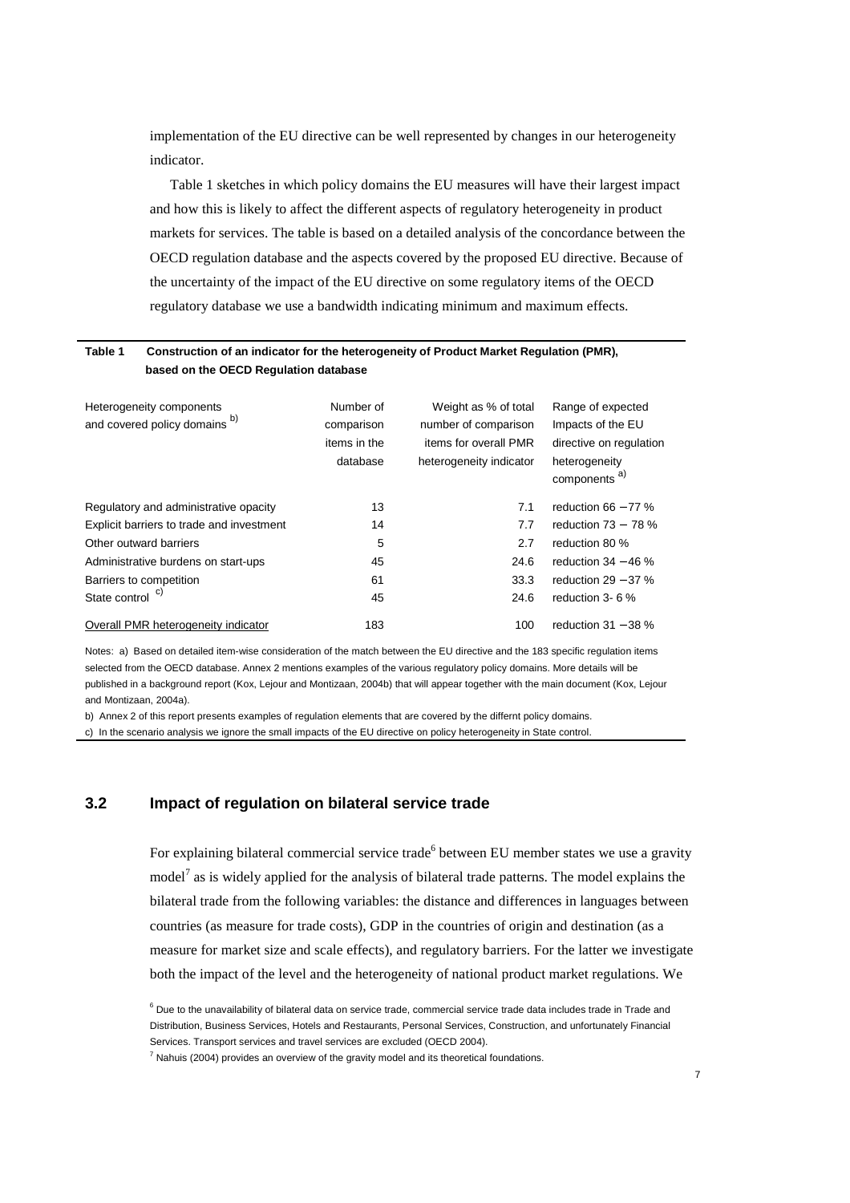implementation of the EU directive can be well represented by changes in our heterogeneity indicator.

Table 1 sketches in which policy domains the EU measures will have their largest impact and how this is likely to affect the different aspects of regulatory heterogeneity in product markets for services. The table is based on a detailed analysis of the concordance between the OECD regulation database and the aspects covered by the proposed EU directive. Because of the uncertainty of the impact of the EU directive on some regulatory items of the OECD regulatory database we use a bandwidth indicating minimum and maximum effects.

**Table 1 Construction of an indicator for the heterogeneity of Product Market Regulation (PMR), based on the OECD Regulation database**

| Heterogeneity components and covered policy domains [b] | Number of comparison items in the database | Weight as % of total number of comparison items for overall PMR heterogeneity indicator | Range of expected Impacts of the EU directive on regulation heterogeneity components [a] |
|---|---|---|---|
| Regulatory and administrative opacity | 13 | 7.1 | reduction 66 − 77 % |
| Explicit barriers to trade and investment | 14 | 7.7 | reduction 73 − 78 % |
| Other outward barriers | 5 | 2.7 | reduction 80 % |
| Administrative burdens on start-ups | 45 | 24.6 | reduction 34 − 46 % |
| Barriers to competition | 61 | 33.3 | reduction 29 − 37 % |
| State control [c] | 45 | 24.6 | reduction 3- 6 % |
| Overall PMR heterogeneity indicator | 183 | 100 | reduction 31 − 38 % |

Notes: a) Based on detailed item-wise consideration of the match between the EU directive and the 183 specific regulation items selected from the OECD database. Annex 2 mentions examples of the various regulatory policy domains. More details will be published in a background report (Kox, Lejour and Montizaan, 2004b) that will appear together with the main document (Kox, Lejour and Montizaan, 2004a).

b) Annex 2 of this report presents examples of regulation elements that are covered by the differnt policy domains.

c) In the scenario analysis we ignore the small impacts of the EU directive on policy heterogeneity in State control.

## 3.2 Impact of regulation on bilateral service trade

For explaining bilateral commercial service trade[6] between EU member states we use a gravity model[7] as is widely applied for the analysis of bilateral trade patterns. The model explains the bilateral trade from the following variables: the distance and differences in languages between countries (as measure for trade costs), GDP in the countries of origin and destination (as a measure for market size and scale effects), and regulatory barriers. For the latter we investigate both the impact of the level and the heterogeneity of national product market regulations. We

[6] Due to the unavailability of bilateral data on service trade, commercial service trade data includes trade in Trade and Distribution, Business Services, Hotels and Restaurants, Personal Services, Construction, and unfortunately Financial Services. Transport services and travel services are excluded (OECD 2004).

[7] Nahuis (2004) provides an overview of the gravity model and its theoretical foundations.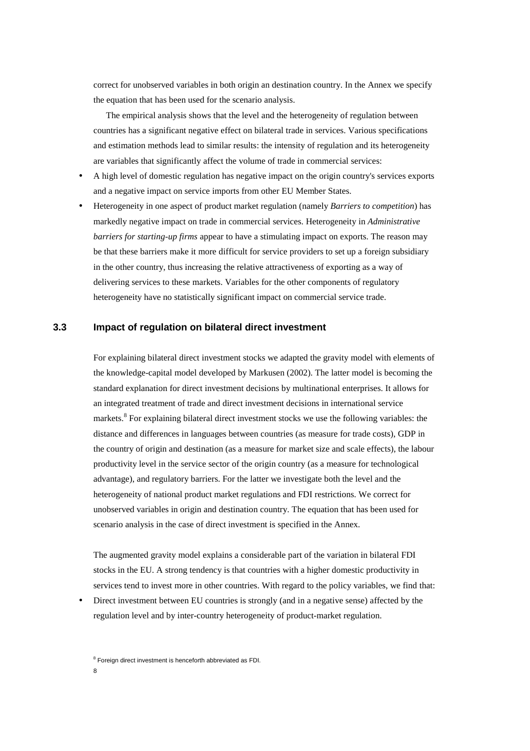correct for unobserved variables in both origin an destination country. In the Annex we specify the equation that has been used for the scenario analysis.

The empirical analysis shows that the level and the heterogeneity of regulation between countries has a significant negative effect on bilateral trade in services. Various specifications and estimation methods lead to similar results: the intensity of regulation and its heterogeneity are variables that significantly affect the volume of trade in commercial services:

- A high level of domestic regulation has negative impact on the origin country's services exports and a negative impact on service imports from other EU Member States.
- Heterogeneity in one aspect of product market regulation (namely *Barriers to competition*) has markedly negative impact on trade in commercial services. Heterogeneity in *Administrative barriers for starting-up firms* appear to have a stimulating impact on exports. The reason may be that these barriers make it more difficult for service providers to set up a foreign subsidiary in the other country, thus increasing the relative attractiveness of exporting as a way of delivering services to these markets. Variables for the other components of regulatory heterogeneity have no statistically significant impact on commercial service trade.

### 3.3 Impact of regulation on bilateral direct investment

For explaining bilateral direct investment stocks we adapted the gravity model with elements of the knowledge-capital model developed by Markusen (2002). The latter model is becoming the standard explanation for direct investment decisions by multinational enterprises. It allows for an integrated treatment of trade and direct investment decisions in international service markets.[8] For explaining bilateral direct investment stocks we use the following variables: the distance and differences in languages between countries (as measure for trade costs), GDP in the country of origin and destination (as a measure for market size and scale effects), the labour productivity level in the service sector of the origin country (as a measure for technological advantage), and regulatory barriers. For the latter we investigate both the level and the heterogeneity of national product market regulations and FDI restrictions. We correct for unobserved variables in origin and destination country. The equation that has been used for scenario analysis in the case of direct investment is specified in the Annex.

The augmented gravity model explains a considerable part of the variation in bilateral FDI stocks in the EU. A strong tendency is that countries with a higher domestic productivity in services tend to invest more in other countries. With regard to the policy variables, we find that:

- Direct investment between EU countries is strongly (and in a negative sense) affected by the regulation level and by inter-country heterogeneity of product-market regulation.

[8] Foreign direct investment is henceforth abbreviated as FDI.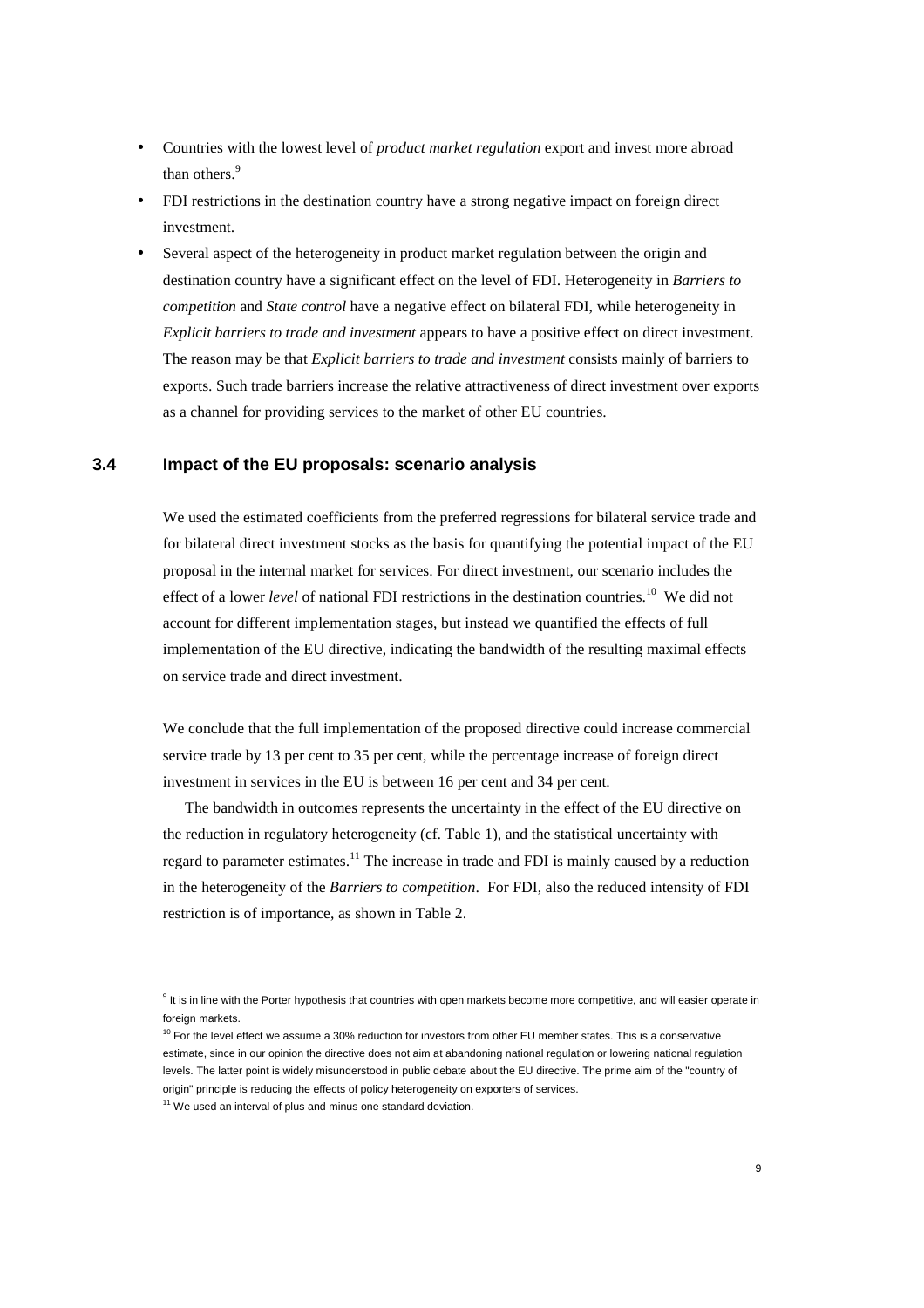- Countries with the lowest level of *product market regulation* export and invest more abroad than others.[9]
- FDI restrictions in the destination country have a strong negative impact on foreign direct investment.
- Several aspect of the heterogeneity in product market regulation between the origin and destination country have a significant effect on the level of FDI. Heterogeneity in *Barriers to competition* and *State control* have a negative effect on bilateral FDI, while heterogeneity in *Explicit barriers to trade and investment* appears to have a positive effect on direct investment. The reason may be that *Explicit barriers to trade and investment* consists mainly of barriers to exports. Such trade barriers increase the relative attractiveness of direct investment over exports as a channel for providing services to the market of other EU countries.

### 3.4 Impact of the EU proposals: scenario analysis

We used the estimated coefficients from the preferred regressions for bilateral service trade and for bilateral direct investment stocks as the basis for quantifying the potential impact of the EU proposal in the internal market for services. For direct investment, our scenario includes the effect of a lower *level* of national FDI restrictions in the destination countries.[10] We did not account for different implementation stages, but instead we quantified the effects of full implementation of the EU directive, indicating the bandwidth of the resulting maximal effects on service trade and direct investment.

We conclude that the full implementation of the proposed directive could increase commercial service trade by 13 per cent to 35 per cent, while the percentage increase of foreign direct investment in services in the EU is between 16 per cent and 34 per cent.

The bandwidth in outcomes represents the uncertainty in the effect of the EU directive on the reduction in regulatory heterogeneity (cf. Table 1), and the statistical uncertainty with regard to parameter estimates.[11] The increase in trade and FDI is mainly caused by a reduction in the heterogeneity of the *Barriers to competition*. For FDI, also the reduced intensity of FDI restriction is of importance, as shown in Table 2.

[9] It is in line with the Porter hypothesis that countries with open markets become more competitive, and will easier operate in foreign markets.

[10] For the level effect we assume a 30% reduction for investors from other EU member states. This is a conservative estimate, since in our opinion the directive does not aim at abandoning national regulation or lowering national regulation levels. The latter point is widely misunderstood in public debate about the EU directive. The prime aim of the "country of origin" principle is reducing the effects of policy heterogeneity on exporters of services.

[11] We used an interval of plus and minus one standard deviation.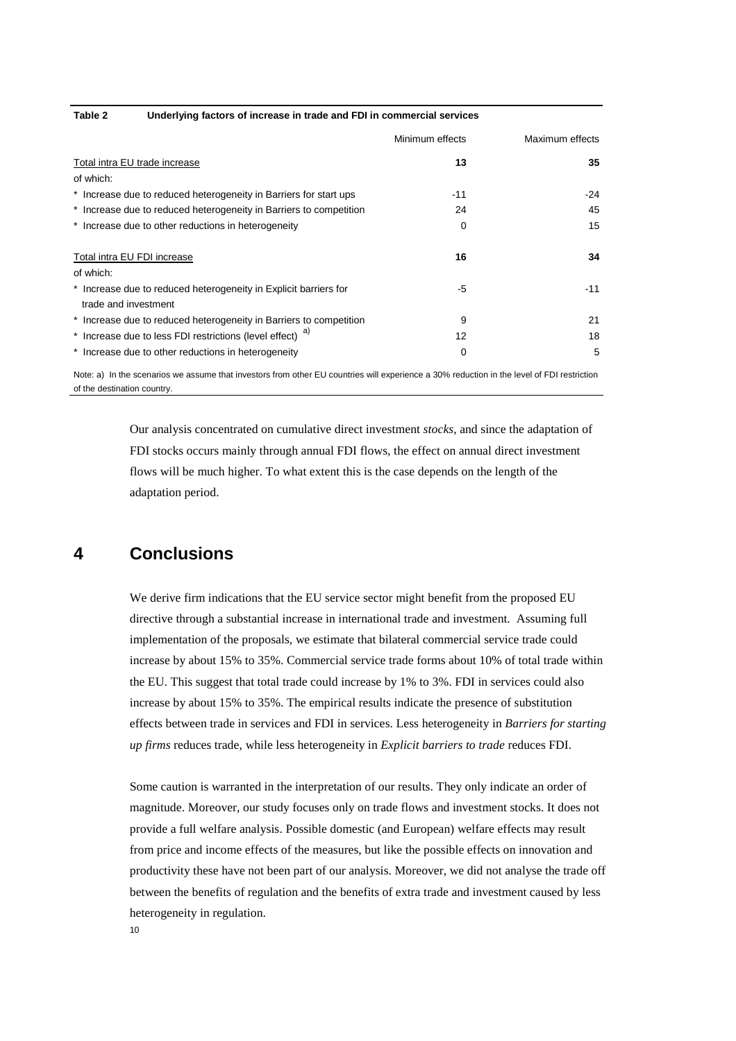**Table 2 Underlying factors of increase in trade and FDI in commercial services**

| | Minimum effects | Maximum effects |
|---|---|---|
| Total intra EU trade increase | **13** | **35** |
| of which: | | |
| * Increase due to reduced heterogeneity in Barriers for start ups | -11 | -24 |
| * Increase due to reduced heterogeneity in Barriers to competition | 24 | 45 |
| * Increase due to other reductions in heterogeneity | 0 | 15 |
| | | |
| Total intra EU FDI increase | **16** | **34** |
| of which: | | |
| * Increase due to reduced heterogeneity in Explicit barriers for trade and investment | -5 | -11 |
| * Increase due to reduced heterogeneity in Barriers to competition | 9 | 21 |
| * Increase due to less FDI restrictions (level effect) [a)] | 12 | 18 |
| * Increase due to other reductions in heterogeneity | 0 | 5 |

Note: a) In the scenarios we assume that investors from other EU countries will experience a 30% reduction in the level of FDI restriction of the destination country.

Our analysis concentrated on cumulative direct investment *stocks*, and since the adaptation of FDI stocks occurs mainly through annual FDI flows, the effect on annual direct investment flows will be much higher. To what extent this is the case depends on the length of the adaptation period.

# 4 Conclusions

We derive firm indications that the EU service sector might benefit from the proposed EU directive through a substantial increase in international trade and investment. Assuming full implementation of the proposals, we estimate that bilateral commercial service trade could increase by about 15% to 35%. Commercial service trade forms about 10% of total trade within the EU. This suggest that total trade could increase by 1% to 3%. FDI in services could also increase by about 15% to 35%. The empirical results indicate the presence of substitution effects between trade in services and FDI in services. Less heterogeneity in *Barriers for starting up firms* reduces trade, while less heterogeneity in *Explicit barriers to trade* reduces FDI.

Some caution is warranted in the interpretation of our results. They only indicate an order of magnitude. Moreover, our study focuses only on trade flows and investment stocks. It does not provide a full welfare analysis. Possible domestic (and European) welfare effects may result from price and income effects of the measures, but like the possible effects on innovation and productivity these have not been part of our analysis. Moreover, we did not analyse the trade off between the benefits of regulation and the benefits of extra trade and investment caused by less heterogeneity in regulation.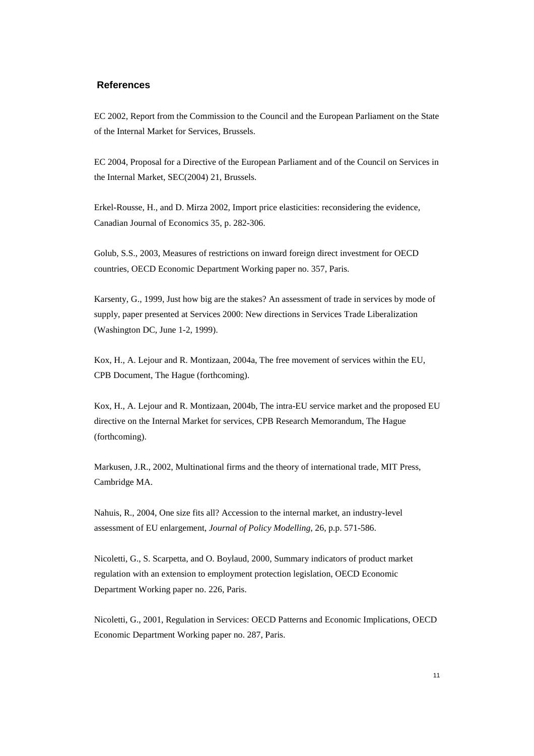## References

EC 2002, Report from the Commission to the Council and the European Parliament on the State of the Internal Market for Services, Brussels.

EC 2004, Proposal for a Directive of the European Parliament and of the Council on Services in the Internal Market, SEC(2004) 21, Brussels.

Erkel-Rousse, H., and D. Mirza 2002, Import price elasticities: reconsidering the evidence, Canadian Journal of Economics 35, p. 282-306.

Golub, S.S., 2003, Measures of restrictions on inward foreign direct investment for OECD countries, OECD Economic Department Working paper no. 357, Paris.

Karsenty, G., 1999, Just how big are the stakes? An assessment of trade in services by mode of supply, paper presented at Services 2000: New directions in Services Trade Liberalization (Washington DC, June 1-2, 1999).

Kox, H., A. Lejour and R. Montizaan, 2004a, The free movement of services within the EU, CPB Document, The Hague (forthcoming).

Kox, H., A. Lejour and R. Montizaan, 2004b, The intra-EU service market and the proposed EU directive on the Internal Market for services, CPB Research Memorandum, The Hague (forthcoming).

Markusen, J.R., 2002, Multinational firms and the theory of international trade, MIT Press, Cambridge MA.

Nahuis, R., 2004, One size fits all? Accession to the internal market, an industry-level assessment of EU enlargement, *Journal of Policy Modelling*, 26, p.p. 571-586.

Nicoletti, G., S. Scarpetta, and O. Boylaud, 2000, Summary indicators of product market regulation with an extension to employment protection legislation, OECD Economic Department Working paper no. 226, Paris.

Nicoletti, G., 2001, Regulation in Services: OECD Patterns and Economic Implications, OECD Economic Department Working paper no. 287, Paris.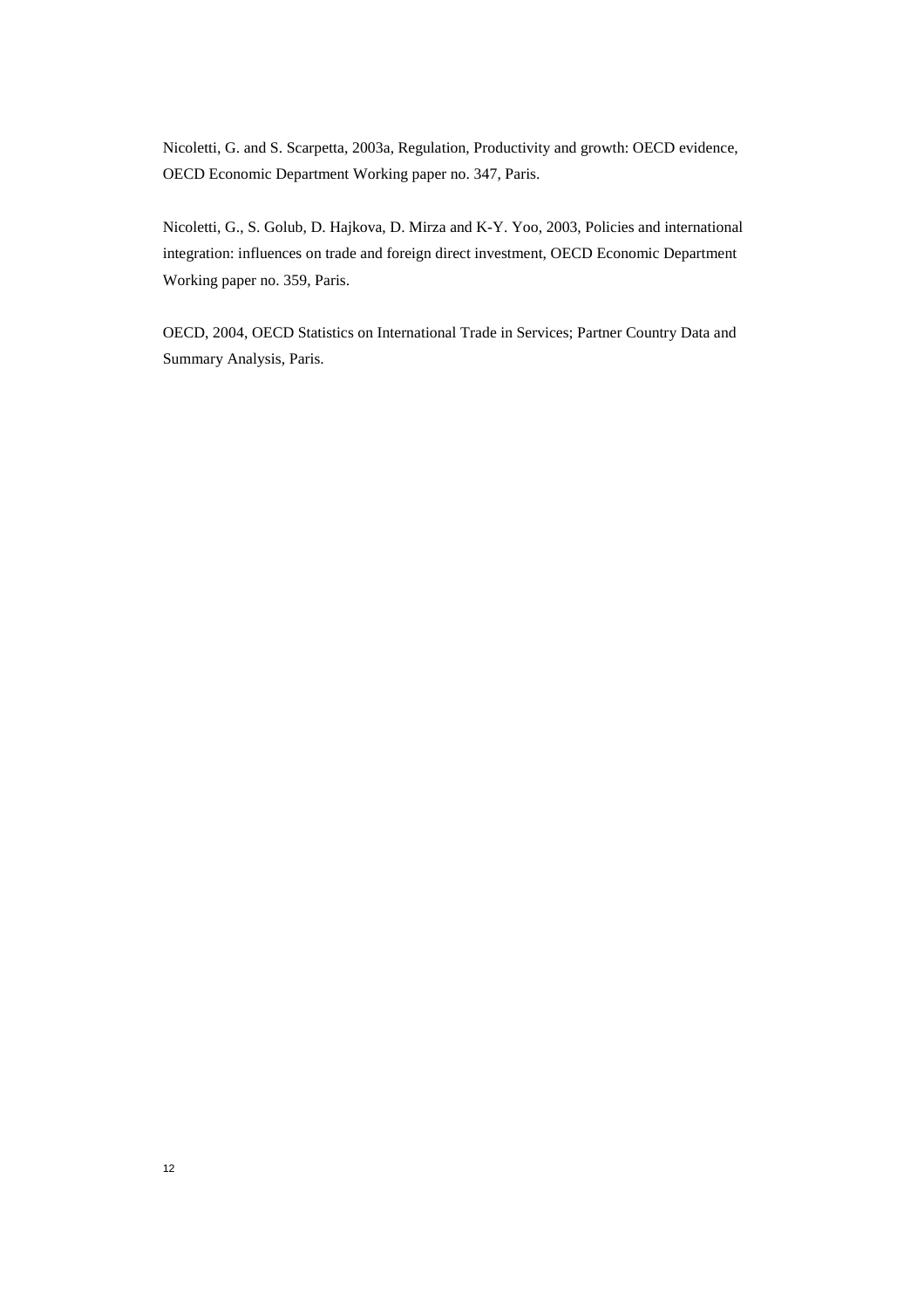Nicoletti, G. and S. Scarpetta, 2003a, Regulation, Productivity and growth: OECD evidence, OECD Economic Department Working paper no. 347, Paris.

Nicoletti, G., S. Golub, D. Hajkova, D. Mirza and K-Y. Yoo, 2003, Policies and international integration: influences on trade and foreign direct investment, OECD Economic Department Working paper no. 359, Paris.

OECD, 2004, OECD Statistics on International Trade in Services; Partner Country Data and Summary Analysis, Paris.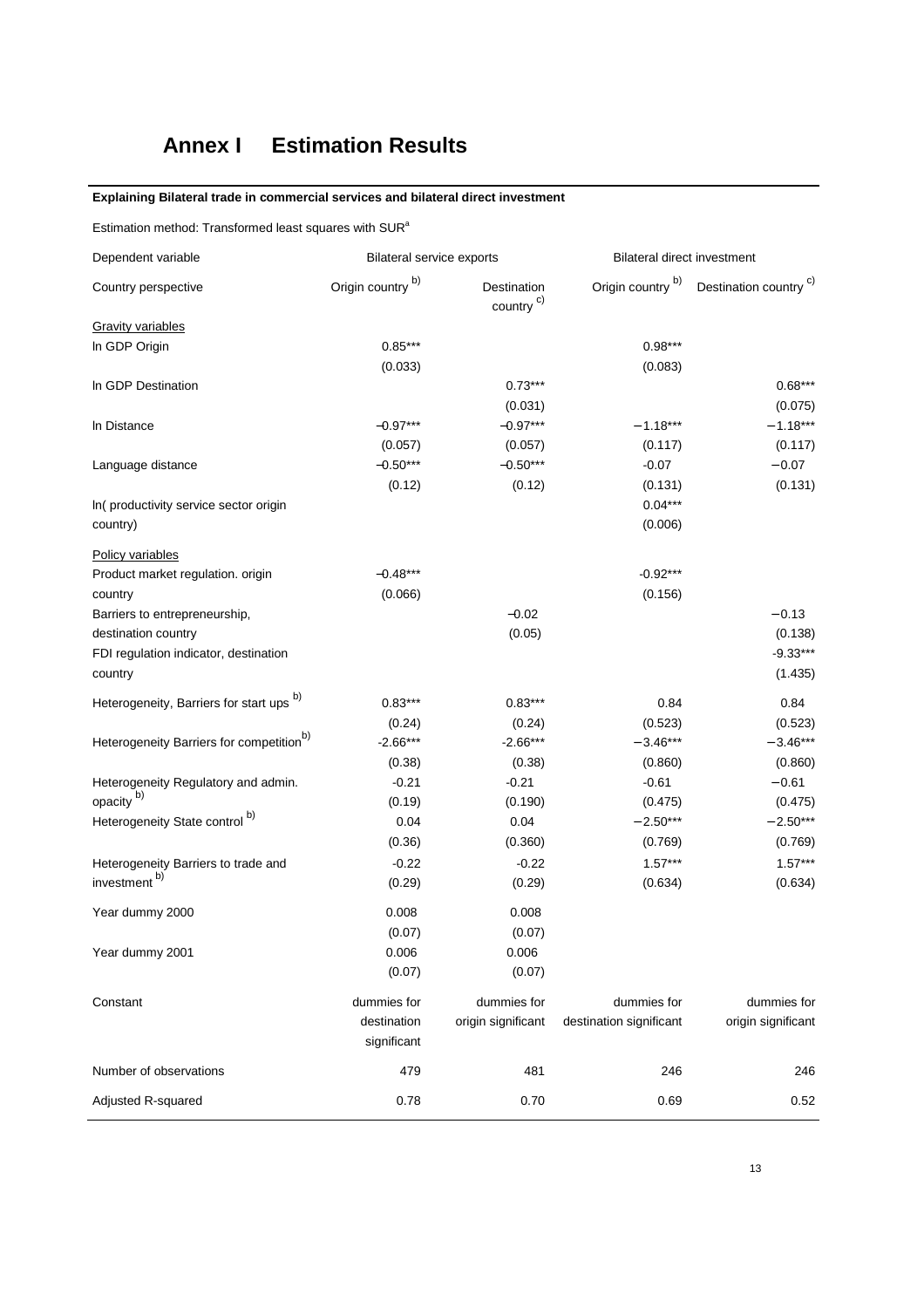# Annex I Estimation Results

**Explaining Bilateral trade in commercial services and bilateral direct investment**

Estimation method: Transformed least squares with SUR[a]

| Dependent variable | Bilateral service exports | | Bilateral direct investment | |
|---|---|---|---|---|
| Country perspective | Origin country [b)] | Destination country [c)] | Origin country [b)] | Destination country [c)] |
| Gravity variables | | | | |
| ln GDP Origin | 0.85*** | | 0.98*** | |
| | (0.033) | | (0.083) | |
| ln GDP Destination | | 0.73*** | | 0.68*** |
| | | (0.031) | | (0.075) |
| ln Distance | −0.97*** | −0.97*** | −1.18*** | −1.18*** |
| | (0.057) | (0.057) | (0.117) | (0.117) |
| Language distance | −0.50*** | −0.50*** | -0.07 | −0.07 |
| | (0.12) | (0.12) | (0.131) | (0.131) |
| ln( productivity service sector origin country) | | | 0.04*** | |
| | | | (0.006) | |
| Policy variables | | | | |
| Product market regulation. origin country | −0.48*** | | -0.92*** | |
| | (0.066) | | (0.156) | |
| Barriers to entrepreneurship, destination country | | −0.02 | | −0.13 |
| | | (0.05) | | (0.138) |
| FDI regulation indicator, destination country | | | | -9.33*** |
| | | | | (1.435) |
| Heterogeneity, Barriers for start ups [b)] | 0.83*** | 0.83*** | 0.84 | 0.84 |
| | (0.24) | (0.24) | (0.523) | (0.523) |
| Heterogeneity Barriers for competition[b)] | -2.66*** | -2.66*** | −3.46*** | −3.46*** |
| | (0.38) | (0.38) | (0.860) | (0.860) |
| Heterogeneity Regulatory and admin. opacity [b)] | -0.21 | -0.21 | -0.61 | −0.61 |
| | (0.19) | (0.190) | (0.475) | (0.475) |
| Heterogeneity State control [b)] | 0.04 | 0.04 | −2.50*** | −2.50*** |
| | (0.36) | (0.360) | (0.769) | (0.769) |
| Heterogeneity Barriers to trade and investment [b)] | -0.22 | -0.22 | 1.57*** | 1.57*** |
| | (0.29) | (0.29) | (0.634) | (0.634) |
| Year dummy 2000 | 0.008 | 0.008 | | |
| | (0.07) | (0.07) | | |
| Year dummy 2001 | 0.006 | 0.006 | | |
| | (0.07) | (0.07) | | |
| Constant | dummies for destination significant | dummies for origin significant | dummies for destination significant | dummies for origin significant |
| Number of observations | 479 | 481 | 246 | 246 |
| Adjusted R-squared | 0.78 | 0.70 | 0.69 | 0.52 |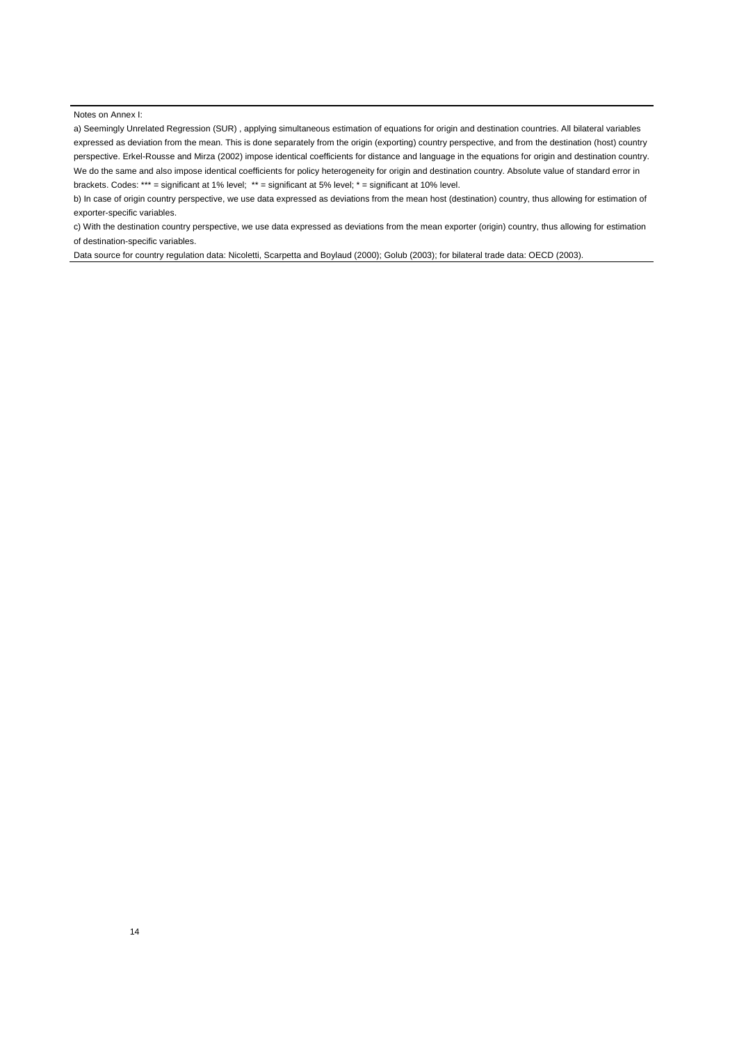Notes on Annex I:

a) Seemingly Unrelated Regression (SUR) , applying simultaneous estimation of equations for origin and destination countries. All bilateral variables expressed as deviation from the mean. This is done separately from the origin (exporting) country perspective, and from the destination (host) country perspective. Erkel-Rousse and Mirza (2002) impose identical coefficients for distance and language in the equations for origin and destination country. We do the same and also impose identical coefficients for policy heterogeneity for origin and destination country. Absolute value of standard error in brackets. Codes: *** = significant at 1% level; ** = significant at 5% level; * = significant at 10% level.

b) In case of origin country perspective, we use data expressed as deviations from the mean host (destination) country, thus allowing for estimation of exporter-specific variables.

c) With the destination country perspective, we use data expressed as deviations from the mean exporter (origin) country, thus allowing for estimation of destination-specific variables.

Data source for country regulation data: Nicoletti, Scarpetta and Boylaud (2000); Golub (2003); for bilateral trade data: OECD (2003).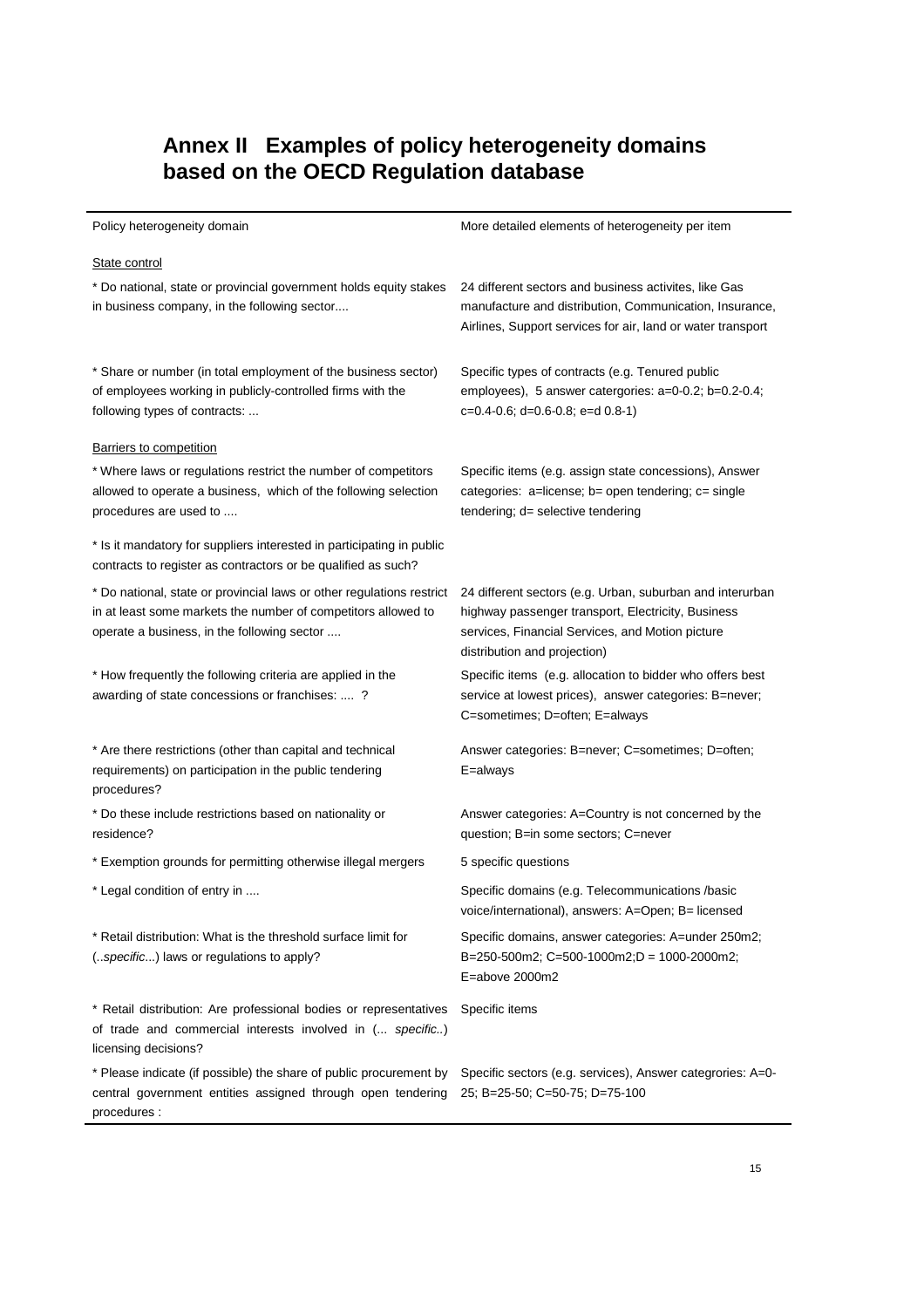# Annex II Examples of policy heterogeneity domains based on the OECD Regulation database

| Policy heterogeneity domain | More detailed elements of heterogeneity per item |
|---|---|
| State control | |
| * Do national, state or provincial government holds equity stakes in business company, in the following sector.... | 24 different sectors and business activites, like Gas manufacture and distribution, Communication, Insurance, Airlines, Support services for air, land or water transport |
| * Share or number (in total employment of the business sector) of employees working in publicly-controlled firms with the following types of contracts: ... | Specific types of contracts (e.g. Tenured public employees), 5 answer catergories: a=0-0.2; b=0.2-0.4; c=0.4-0.6; d=0.6-0.8; e=d 0.8-1) |
| Barriers to competition | |
| * Where laws or regulations restrict the number of competitors allowed to operate a business, which of the following selection procedures are used to .... | Specific items (e.g. assign state concessions), Answer categories: a=license; b= open tendering; c= single tendering; d= selective tendering |
| * Is it mandatory for suppliers interested in participating in public contracts to register as contractors or be qualified as such? | |
| * Do national, state or provincial laws or other regulations restrict in at least some markets the number of competitors allowed to operate a business, in the following sector .... | 24 different sectors (e.g. Urban, suburban and interurban highway passenger transport, Electricity, Business services, Financial Services, and Motion picture distribution and projection) |
| * How frequently the following criteria are applied in the awarding of state concessions or franchises: .... ? | Specific items (e.g. allocation to bidder who offers best service at lowest prices), answer categories: B=never; C=sometimes; D=often; E=always |
| * Are there restrictions (other than capital and technical requirements) on participation in the public tendering procedures? | Answer categories: B=never; C=sometimes; D=often; E=always |
| * Do these include restrictions based on nationality or residence? | Answer categories: A=Country is not concerned by the question; B=in some sectors; C=never |
| * Exemption grounds for permitting otherwise illegal mergers | 5 specific questions |
| * Legal condition of entry in .... | Specific domains (e.g. Telecommunications /basic voice/international), answers: A=Open; B= licensed |
| * Retail distribution: What is the threshold surface limit for (..*specific*...) laws or regulations to apply? | Specific domains, answer categories: A=under 250m2; B=250-500m2; C=500-1000m2;D = 1000-2000m2; E=above 2000m2 |
| * Retail distribution: Are professional bodies or representatives of trade and commercial interests involved in (... *specific*..) licensing decisions? | Specific items |
| * Please indicate (if possible) the share of public procurement by central government entities assigned through open tendering procedures : | Specific sectors (e.g. services), Answer categrories: A=0-25; B=25-50; C=50-75; D=75-100 |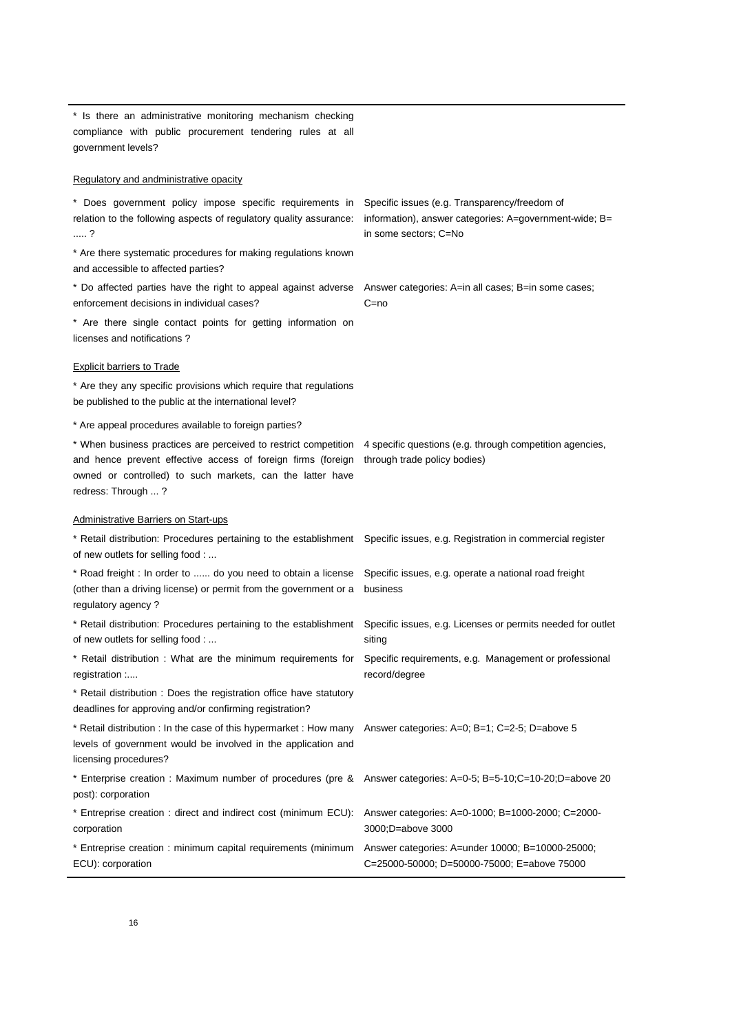| | |
|---|---|
| * Is there an administrative monitoring mechanism checking compliance with public procurement tendering rules at all government levels? | |
| Regulatory and andministrative opacity | |
| * Does government policy impose specific requirements in relation to the following aspects of regulatory quality assurance: ..... ? | Specific issues (e.g. Transparency/freedom of information), answer categories: A=government-wide; B= in some sectors; C=No |
| * Are there systematic procedures for making regulations known and accessible to affected parties? | |
| * Do affected parties have the right to appeal against adverse enforcement decisions in individual cases? | Answer categories: A=in all cases; B=in some cases; C=no |
| * Are there single contact points for getting information on licenses and notifications ? | |
| Explicit barriers to Trade | |
| * Are they any specific provisions which require that regulations be published to the public at the international level? | |
| * Are appeal procedures available to foreign parties? | |
| * When business practices are perceived to restrict competition and hence prevent effective access of foreign firms (foreign owned or controlled) to such markets, can the latter have redress: Through ... ? | 4 specific questions (e.g. through competition agencies, through trade policy bodies) |
| Administrative Barriers on Start-ups | |
| * Retail distribution: Procedures pertaining to the establishment of new outlets for selling food : ... | Specific issues, e.g. Registration in commercial register |
| * Road freight : In order to ...... do you need to obtain a license (other than a driving license) or permit from the government or a regulatory agency ? | Specific issues, e.g. operate a national road freight business |
| * Retail distribution: Procedures pertaining to the establishment of new outlets for selling food : ... | Specific issues, e.g. Licenses or permits needed for outlet siting |
| * Retail distribution : What are the minimum requirements for registration :.... | Specific requirements, e.g. Management or professional record/degree |
| * Retail distribution : Does the registration office have statutory deadlines for approving and/or confirming registration? | |
| * Retail distribution : In the case of this hypermarket : How many levels of government would be involved in the application and licensing procedures? | Answer categories: A=0; B=1; C=2-5; D=above 5 |
| * Enterprise creation : Maximum number of procedures (pre & post): corporation | Answer categories: A=0-5; B=5-10;C=10-20;D=above 20 |
| * Entreprise creation : direct and indirect cost (minimum ECU): corporation | Answer categories: A=0-1000; B=1000-2000; C=2000-3000;D=above 3000 |
| * Entreprise creation : minimum capital requirements (minimum ECU): corporation | Answer categories: A=under 10000; B=10000-25000; C=25000-50000; D=50000-75000; E=above 75000 |